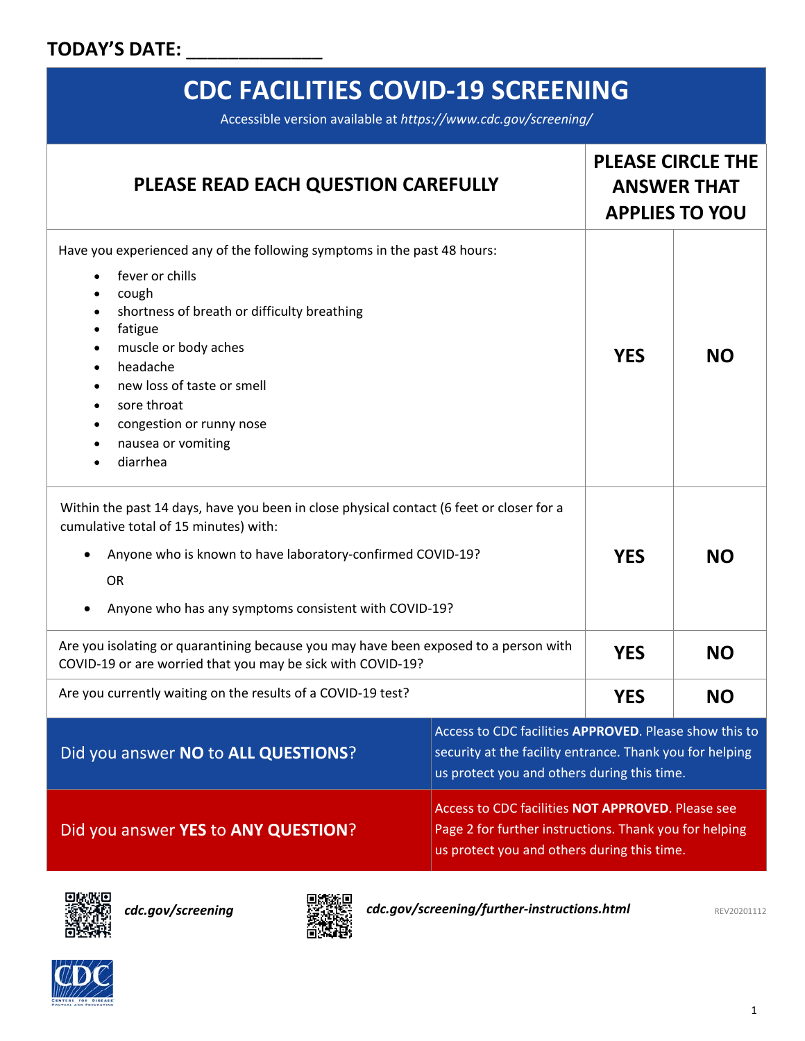**TODAY'S DATE: _____________**

# CDC FACILITIES COVID-19 SCREENING

Accessible version available at *https://www.cdc.gov/screening/*

| PLEASE READ EACH QUESTION CAREFULLY | PLEASE CIRCLE THE ANSWER THAT APPLIES TO YOU | |
|---|---|---|
| Have you experienced any of the following symptoms in the past 48 hours:<br>• fever or chills<br>• cough<br>• shortness of breath or difficulty breathing<br>• fatigue<br>• muscle or body aches<br>• headache<br>• new loss of taste or smell<br>• sore throat<br>• congestion or runny nose<br>• nausea or vomiting<br>• diarrhea | **YES** | **NO** |
| Within the past 14 days, have you been in close physical contact (6 feet or closer for a cumulative total of 15 minutes) with:<br>• Anyone who is known to have laboratory-confirmed COVID-19?<br>OR<br>• Anyone who has any symptoms consistent with COVID-19? | **YES** | **NO** |
| Are you isolating or quarantining because you may have been exposed to a person with COVID-19 or are worried that you may be sick with COVID-19? | **YES** | **NO** |
| Are you currently waiting on the results of a COVID-19 test? | **YES** | **NO** |

| | |
|---|---|
| Did you answer **NO** to **ALL QUESTIONS**? | Access to CDC facilities **APPROVED**. Please show this to security at the facility entrance. Thank you for helping us protect you and others during this time. |
| Did you answer **YES** to **ANY QUESTION**? | Access to CDC facilities **NOT APPROVED**. Please see Page 2 for further instructions. Thank you for helping us protect you and others during this time. |

***cdc.gov/screening***

***cdc.gov/screening/further-instructions.html***

REV20201112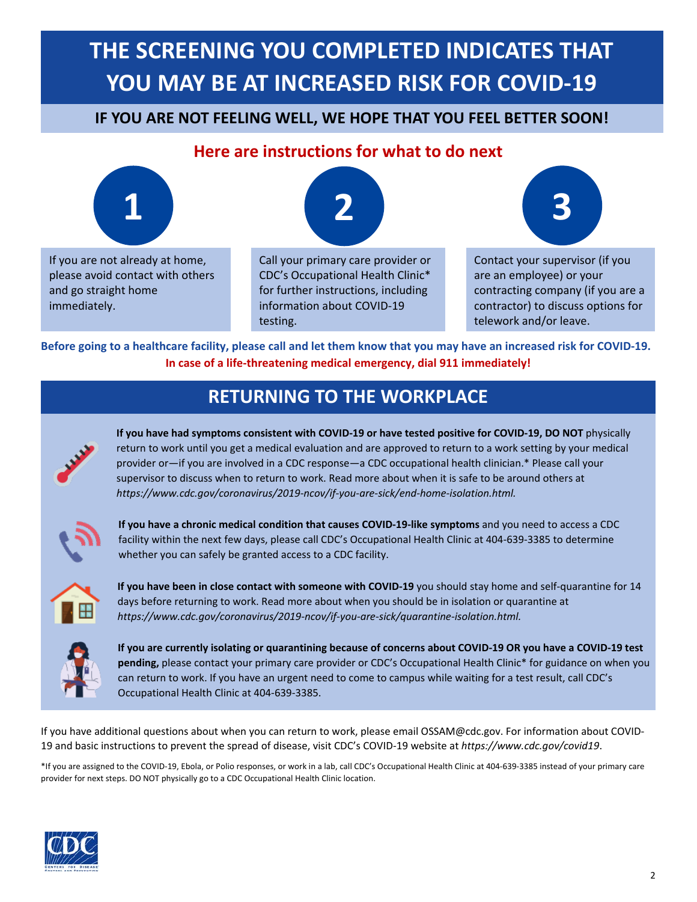# THE SCREENING YOU COMPLETED INDICATES THAT YOU MAY BE AT INCREASED RISK FOR COVID-19

## IF YOU ARE NOT FEELING WELL, WE HOPE THAT YOU FEEL BETTER SOON!

### Here are instructions for what to do next

**1**

If you are not already at home, please avoid contact with others and go straight home immediately.

**2**

Call your primary care provider or CDC's Occupational Health Clinic* for further instructions, including information about COVID-19 testing.

**3**

Contact your supervisor (if you are an employee) or your contracting company (if you are a contractor) to discuss options for telework and/or leave.

**Before going to a healthcare facility, please call and let them know that you may have an increased risk for COVID-19.**

**In case of a life-threatening medical emergency, dial 911 immediately!**

## RETURNING TO THE WORKPLACE

**If you have had symptoms consistent with COVID-19 or have tested positive for COVID-19, DO NOT** physically return to work until you get a medical evaluation and are approved to return to a work setting by your medical provider or—if you are involved in a CDC response—a CDC occupational health clinician.* Please call your supervisor to discuss when to return to work. Read more about when it is safe to be around others at *https://www.cdc.gov/coronavirus/2019-ncov/if-you-are-sick/end-home-isolation.html.*

**If you have a chronic medical condition that causes COVID-19-like symptoms** and you need to access a CDC facility within the next few days, please call CDC's Occupational Health Clinic at 404-639-3385 to determine whether you can safely be granted access to a CDC facility.

**If you have been in close contact with someone with COVID-19** you should stay home and self-quarantine for 14 days before returning to work. Read more about when you should be in isolation or quarantine at *https://www.cdc.gov/coronavirus/2019-ncov/if-you-are-sick/quarantine-isolation.html.*

**If you are currently isolating or quarantining because of concerns about COVID-19 OR you have a COVID-19 test pending,** please contact your primary care provider or CDC's Occupational Health Clinic* for guidance on when you can return to work. If you have an urgent need to come to campus while waiting for a test result, call CDC's Occupational Health Clinic at 404-639-3385.

If you have additional questions about when you can return to work, please email OSSAM@cdc.gov. For information about COVID-19 and basic instructions to prevent the spread of disease, visit CDC's COVID-19 website at *https://www.cdc.gov/covid19*.

*If you are assigned to the COVID-19, Ebola, or Polio responses, or work in a lab, call CDC's Occupational Health Clinic at 404-639-3385 instead of your primary care provider for next steps. DO NOT physically go to a CDC Occupational Health Clinic location.